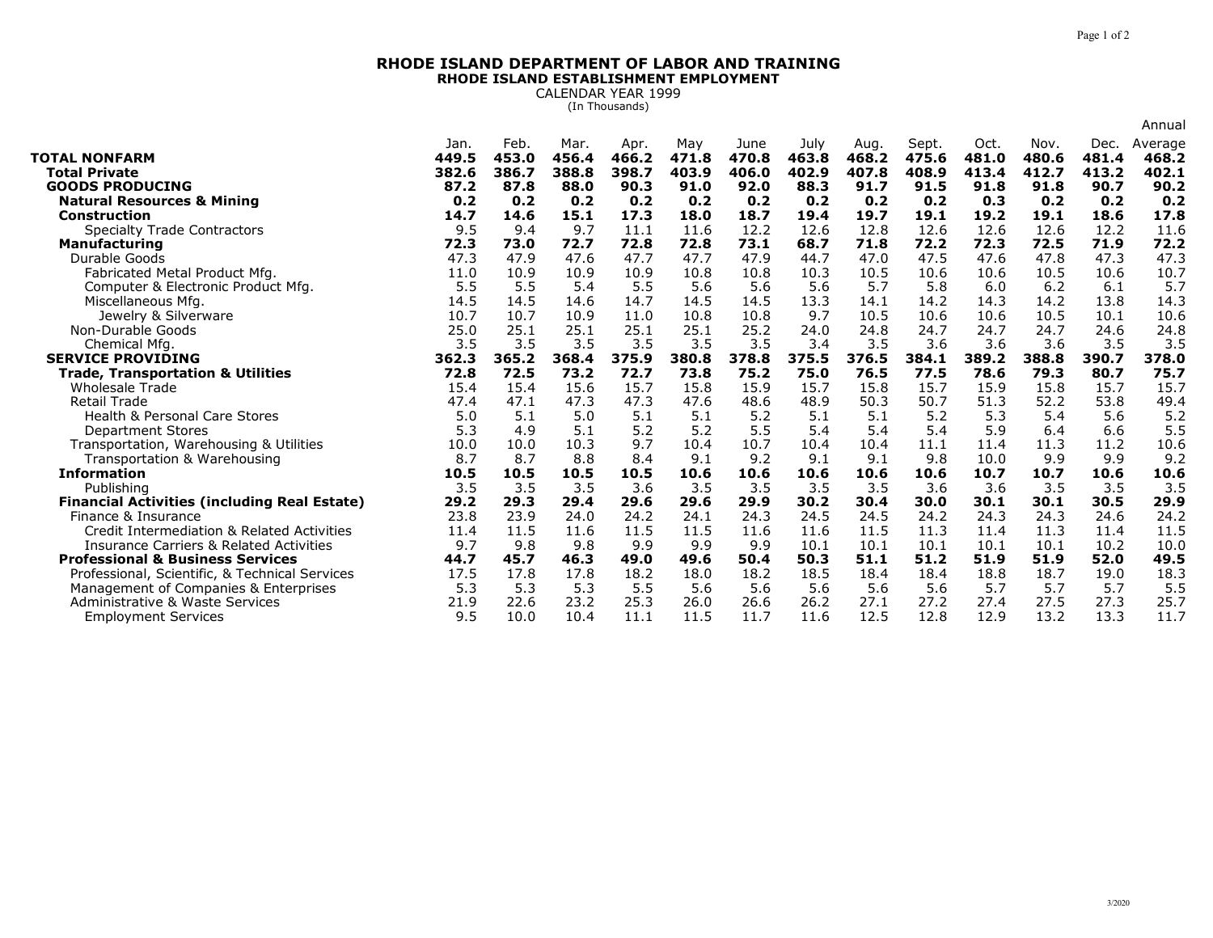# RHODE ISLAND DEPARTMENT OF LABOR AND TRAINING

## RHODE ISLAND ESTABLISHMENT EMPLOYMENT

CALENDAR YEAR 1999

(In Thousands)

| | Jan. | Feb. | Mar. | Apr. | May | June | July | Aug. | Sept. | Oct. | Nov. | Dec. | Annual Average |
|---|---|---|---|---|---|---|---|---|---|---|---|---|---|
| **TOTAL NONFARM** | **449.5** | **453.0** | **456.4** | **466.2** | **471.8** | **470.8** | **463.8** | **468.2** | **475.6** | **481.0** | **480.6** | **481.4** | **468.2** |
| **Total Private** | **382.6** | **386.7** | **388.8** | **398.7** | **403.9** | **406.0** | **402.9** | **407.8** | **408.9** | **413.4** | **412.7** | **413.2** | **402.1** |
| **GOODS PRODUCING** | **87.2** | **87.8** | **88.0** | **90.3** | **91.0** | **92.0** | **88.3** | **91.7** | **91.5** | **91.8** | **91.8** | **90.7** | **90.2** |
| **Natural Resources & Mining** | **0.2** | **0.2** | **0.2** | **0.2** | **0.2** | **0.2** | **0.2** | **0.2** | **0.2** | **0.3** | **0.2** | **0.2** | **0.2** |
| **Construction** | **14.7** | **14.6** | **15.1** | **17.3** | **18.0** | **18.7** | **19.4** | **19.7** | **19.1** | **19.2** | **19.1** | **18.6** | **17.8** |
| Specialty Trade Contractors | 9.5 | 9.4 | 9.7 | 11.1 | 11.6 | 12.2 | 12.6 | 12.8 | 12.6 | 12.6 | 12.6 | 12.2 | 11.6 |
| **Manufacturing** | **72.3** | **73.0** | **72.7** | **72.8** | **72.8** | **73.1** | **68.7** | **71.8** | **72.2** | **72.3** | **72.5** | **71.9** | **72.2** |
| Durable Goods | 47.3 | 47.9 | 47.6 | 47.7 | 47.7 | 47.9 | 44.7 | 47.0 | 47.5 | 47.6 | 47.8 | 47.3 | 47.3 |
| Fabricated Metal Product Mfg. | 11.0 | 10.9 | 10.9 | 10.9 | 10.8 | 10.8 | 10.3 | 10.5 | 10.6 | 10.6 | 10.5 | 10.6 | 10.7 |
| Computer & Electronic Product Mfg. | 5.5 | 5.5 | 5.4 | 5.5 | 5.6 | 5.6 | 5.6 | 5.7 | 5.8 | 6.0 | 6.2 | 6.1 | 5.7 |
| Miscellaneous Mfg. | 14.5 | 14.5 | 14.6 | 14.7 | 14.5 | 14.5 | 13.3 | 14.1 | 14.2 | 14.3 | 14.2 | 13.8 | 14.3 |
| Jewelry & Silverware | 10.7 | 10.7 | 10.9 | 11.0 | 10.8 | 10.8 | 9.7 | 10.5 | 10.6 | 10.6 | 10.5 | 10.1 | 10.6 |
| Non-Durable Goods | 25.0 | 25.1 | 25.1 | 25.1 | 25.1 | 25.2 | 24.0 | 24.8 | 24.7 | 24.7 | 24.7 | 24.6 | 24.8 |
| Chemical Mfg. | 3.5 | 3.5 | 3.5 | 3.5 | 3.5 | 3.5 | 3.4 | 3.5 | 3.6 | 3.6 | 3.6 | 3.5 | 3.5 |
| **SERVICE PROVIDING** | **362.3** | **365.2** | **368.4** | **375.9** | **380.8** | **378.8** | **375.5** | **376.5** | **384.1** | **389.2** | **388.8** | **390.7** | **378.0** |
| **Trade, Transportation & Utilities** | **72.8** | **72.5** | **73.2** | **72.7** | **73.8** | **75.2** | **75.0** | **76.5** | **77.5** | **78.6** | **79.3** | **80.7** | **75.7** |
| Wholesale Trade | 15.4 | 15.4 | 15.6 | 15.7 | 15.8 | 15.9 | 15.7 | 15.8 | 15.7 | 15.9 | 15.8 | 15.7 | 15.7 |
| Retail Trade | 47.4 | 47.1 | 47.3 | 47.3 | 47.6 | 48.6 | 48.9 | 50.3 | 50.7 | 51.3 | 52.2 | 53.8 | 49.4 |
| Health & Personal Care Stores | 5.0 | 5.1 | 5.0 | 5.1 | 5.1 | 5.2 | 5.1 | 5.1 | 5.2 | 5.3 | 5.4 | 5.6 | 5.2 |
| Department Stores | 5.3 | 4.9 | 5.1 | 5.2 | 5.2 | 5.5 | 5.4 | 5.4 | 5.4 | 5.9 | 6.4 | 6.6 | 5.5 |
| Transportation, Warehousing & Utilities | 10.0 | 10.0 | 10.3 | 9.7 | 10.4 | 10.7 | 10.4 | 10.4 | 11.1 | 11.4 | 11.3 | 11.2 | 10.6 |
| Transportation & Warehousing | 8.7 | 8.7 | 8.8 | 8.4 | 9.1 | 9.2 | 9.1 | 9.1 | 9.8 | 10.0 | 9.9 | 9.9 | 9.2 |
| **Information** | **10.5** | **10.5** | **10.5** | **10.5** | **10.6** | **10.6** | **10.6** | **10.6** | **10.6** | **10.7** | **10.7** | **10.6** | **10.6** |
| Publishing | 3.5 | 3.5 | 3.5 | 3.6 | 3.5 | 3.5 | 3.5 | 3.5 | 3.6 | 3.6 | 3.5 | 3.5 | 3.5 |
| **Financial Activities (including Real Estate)** | **29.2** | **29.3** | **29.4** | **29.6** | **29.6** | **29.9** | **30.2** | **30.4** | **30.0** | **30.1** | **30.1** | **30.5** | **29.9** |
| Finance & Insurance | 23.8 | 23.9 | 24.0 | 24.2 | 24.1 | 24.3 | 24.5 | 24.5 | 24.2 | 24.3 | 24.3 | 24.6 | 24.2 |
| Credit Intermediation & Related Activities | 11.4 | 11.5 | 11.6 | 11.5 | 11.5 | 11.6 | 11.6 | 11.5 | 11.3 | 11.4 | 11.3 | 11.4 | 11.5 |
| Insurance Carriers & Related Activities | 9.7 | 9.8 | 9.8 | 9.9 | 9.9 | 9.9 | 10.1 | 10.1 | 10.1 | 10.1 | 10.1 | 10.2 | 10.0 |
| **Professional & Business Services** | **44.7** | **45.7** | **46.3** | **49.0** | **49.6** | **50.4** | **50.3** | **51.1** | **51.2** | **51.9** | **51.9** | **52.0** | **49.5** |
| Professional, Scientific, & Technical Services | 17.5 | 17.8 | 17.8 | 18.2 | 18.0 | 18.2 | 18.5 | 18.4 | 18.4 | 18.8 | 18.7 | 19.0 | 18.3 |
| Management of Companies & Enterprises | 5.3 | 5.3 | 5.3 | 5.5 | 5.6 | 5.6 | 5.6 | 5.6 | 5.6 | 5.7 | 5.7 | 5.7 | 5.5 |
| Administrative & Waste Services | 21.9 | 22.6 | 23.2 | 25.3 | 26.0 | 26.6 | 26.2 | 27.1 | 27.2 | 27.4 | 27.5 | 27.3 | 25.7 |
| Employment Services | 9.5 | 10.0 | 10.4 | 11.1 | 11.5 | 11.7 | 11.6 | 12.5 | 12.8 | 12.9 | 13.2 | 13.3 | 11.7 |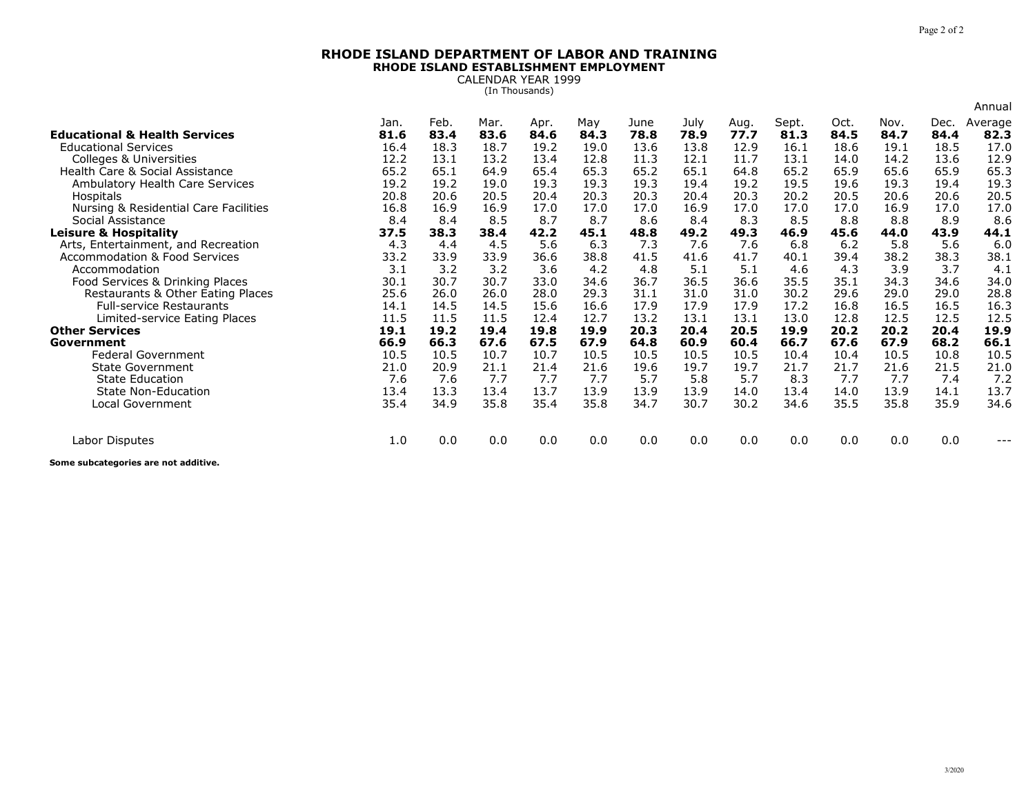# RHODE ISLAND DEPARTMENT OF LABOR AND TRAINING
## RHODE ISLAND ESTABLISHMENT EMPLOYMENT

CALENDAR YEAR 1999
(In Thousands)

| | Jan. | Feb. | Mar. | Apr. | May | June | July | Aug. | Sept. | Oct. | Nov. | Dec. | Annual Average |
|---|---|---|---|---|---|---|---|---|---|---|---|---|---|
| **Educational & Health Services** | **81.6** | **83.4** | **83.6** | **84.6** | **84.3** | **78.8** | **78.9** | **77.7** | **81.3** | **84.5** | **84.7** | **84.4** | **82.3** |
| Educational Services | 16.4 | 18.3 | 18.7 | 19.2 | 19.0 | 13.6 | 13.8 | 12.9 | 16.1 | 18.6 | 19.1 | 18.5 | 17.0 |
| Colleges & Universities | 12.2 | 13.1 | 13.2 | 13.4 | 12.8 | 11.3 | 12.1 | 11.7 | 13.1 | 14.0 | 14.2 | 13.6 | 12.9 |
| Health Care & Social Assistance | 65.2 | 65.1 | 64.9 | 65.4 | 65.3 | 65.2 | 65.1 | 64.8 | 65.2 | 65.9 | 65.6 | 65.9 | 65.3 |
| Ambulatory Health Care Services | 19.2 | 19.2 | 19.0 | 19.3 | 19.3 | 19.3 | 19.4 | 19.2 | 19.5 | 19.6 | 19.3 | 19.4 | 19.3 |
| Hospitals | 20.8 | 20.6 | 20.5 | 20.4 | 20.3 | 20.3 | 20.4 | 20.3 | 20.2 | 20.5 | 20.6 | 20.6 | 20.5 |
| Nursing & Residential Care Facilities | 16.8 | 16.9 | 16.9 | 17.0 | 17.0 | 17.0 | 16.9 | 17.0 | 17.0 | 17.0 | 16.9 | 17.0 | 17.0 |
| Social Assistance | 8.4 | 8.4 | 8.5 | 8.7 | 8.7 | 8.6 | 8.4 | 8.3 | 8.5 | 8.8 | 8.8 | 8.9 | 8.6 |
| **Leisure & Hospitality** | **37.5** | **38.3** | **38.4** | **42.2** | **45.1** | **48.8** | **49.2** | **49.3** | **46.9** | **45.6** | **44.0** | **43.9** | **44.1** |
| Arts, Entertainment, and Recreation | 4.3 | 4.4 | 4.5 | 5.6 | 6.3 | 7.3 | 7.6 | 7.6 | 6.8 | 6.2 | 5.8 | 5.6 | 6.0 |
| Accommodation & Food Services | 33.2 | 33.9 | 33.9 | 36.6 | 38.8 | 41.5 | 41.6 | 41.7 | 40.1 | 39.4 | 38.2 | 38.3 | 38.1 |
| Accommodation | 3.1 | 3.2 | 3.2 | 3.6 | 4.2 | 4.8 | 5.1 | 5.1 | 4.6 | 4.3 | 3.9 | 3.7 | 4.1 |
| Food Services & Drinking Places | 30.1 | 30.7 | 30.7 | 33.0 | 34.6 | 36.7 | 36.5 | 36.6 | 35.5 | 35.1 | 34.3 | 34.6 | 34.0 |
| Restaurants & Other Eating Places | 25.6 | 26.0 | 26.0 | 28.0 | 29.3 | 31.1 | 31.0 | 31.0 | 30.2 | 29.6 | 29.0 | 29.0 | 28.8 |
| Full-service Restaurants | 14.1 | 14.5 | 14.5 | 15.6 | 16.6 | 17.9 | 17.9 | 17.9 | 17.2 | 16.8 | 16.5 | 16.5 | 16.3 |
| Limited-service Eating Places | 11.5 | 11.5 | 11.5 | 12.4 | 12.7 | 13.2 | 13.1 | 13.1 | 13.0 | 12.8 | 12.5 | 12.5 | 12.5 |
| **Other Services** | **19.1** | **19.2** | **19.4** | **19.8** | **19.9** | **20.3** | **20.4** | **20.5** | **19.9** | **20.2** | **20.2** | **20.4** | **19.9** |
| **Government** | **66.9** | **66.3** | **67.6** | **67.5** | **67.9** | **64.8** | **60.9** | **60.4** | **66.7** | **67.6** | **67.9** | **68.2** | **66.1** |
| Federal Government | 10.5 | 10.5 | 10.7 | 10.7 | 10.5 | 10.5 | 10.5 | 10.5 | 10.4 | 10.4 | 10.5 | 10.8 | 10.5 |
| State Government | 21.0 | 20.9 | 21.1 | 21.4 | 21.6 | 19.6 | 19.7 | 19.7 | 21.7 | 21.7 | 21.6 | 21.5 | 21.0 |
| State Education | 7.6 | 7.6 | 7.7 | 7.7 | 7.7 | 5.7 | 5.8 | 5.7 | 8.3 | 7.7 | 7.7 | 7.4 | 7.2 |
| State Non-Education | 13.4 | 13.3 | 13.4 | 13.7 | 13.9 | 13.9 | 13.9 | 14.0 | 13.4 | 14.0 | 13.9 | 14.1 | 13.7 |
| Local Government | 35.4 | 34.9 | 35.8 | 35.4 | 35.8 | 34.7 | 30.7 | 30.2 | 34.6 | 35.5 | 35.8 | 35.9 | 34.6 |
| Labor Disputes | 1.0 | 0.0 | 0.0 | 0.0 | 0.0 | 0.0 | 0.0 | 0.0 | 0.0 | 0.0 | 0.0 | 0.0 | --- |

**Some subcategories are not additive.**